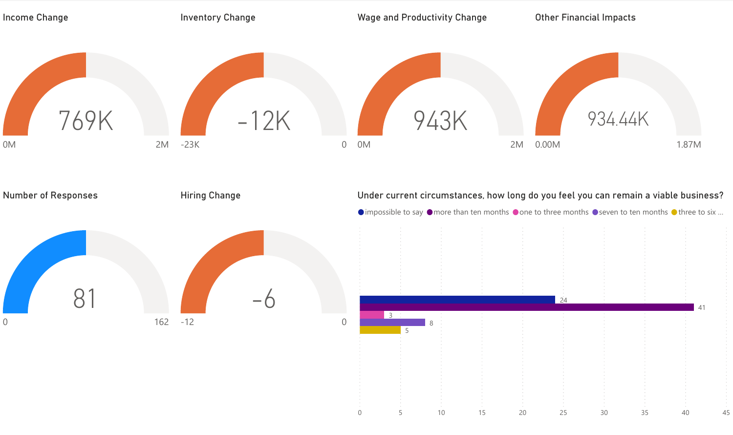## Income Change

769K

0M — 2M

## Inventory Change

-12K

-23K — 0

## Wage and Productivity Change

943K

0M — 2M

## Other Financial Impacts

934.44K

0.00M — 1.87M

## Number of Responses

81

0 — 162

## Hiring Change

-6

-12 — 0

## Under current circumstances, how long do you feel you can remain a viable business?

| Response | Count |
| --- | --- |
| impossible to say | 24 |
| more than ten months | 41 |
| one to three months | 3 |
| seven to ten months | 8 |
| three to six ... | 5 |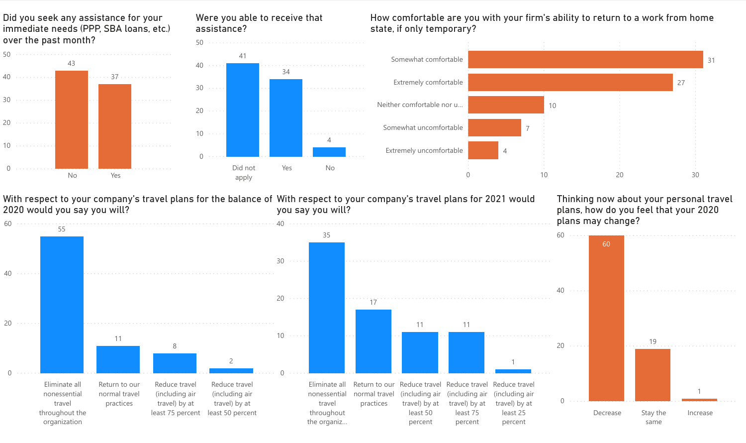Did you seek any assistance for your immediate needs (PPP, SBA loans, etc.) over the past month?

50
40
30
20
10
0

43
No
37
Yes

Were you able to receive that assistance?

50
40
30
20
10
0

41
Did not apply
34
Yes
4
No

How comfortable are you with your firm's ability to return to a work from home state, if only temporary?

Somewhat comfortable 31
Extremely comfortable 27
Neither comfortable nor u... 10
Somewhat uncomfortable 7
Extremely uncomfortable 4

0
10
20
30

With respect to your company's travel plans for the balance of 2020 would you say you will?

60
40
20
0

55
Eliminate all nonessential travel throughout the organization
11
Return to our normal travel practices
8
Reduce travel (including air travel) by at least 75 percent
2
Reduce travel (including air travel) by at least 50 percent

With respect to your company's travel plans for 2021 would you say you will?

40
30
20
10
0

35
Eliminate all nonessential travel throughout the organiz...
17
Return to our normal travel practices
11
Reduce travel (including air travel) by at least 50 percent
11
Reduce travel (including air travel) by at least 75 percent
1
Reduce travel (including air travel) by at least 25 percent

Thinking now about your personal travel plans, how do you feel that your 2020 plans may change?

60
40
20
0

60
Decrease
19
Stay the same
1
Increase